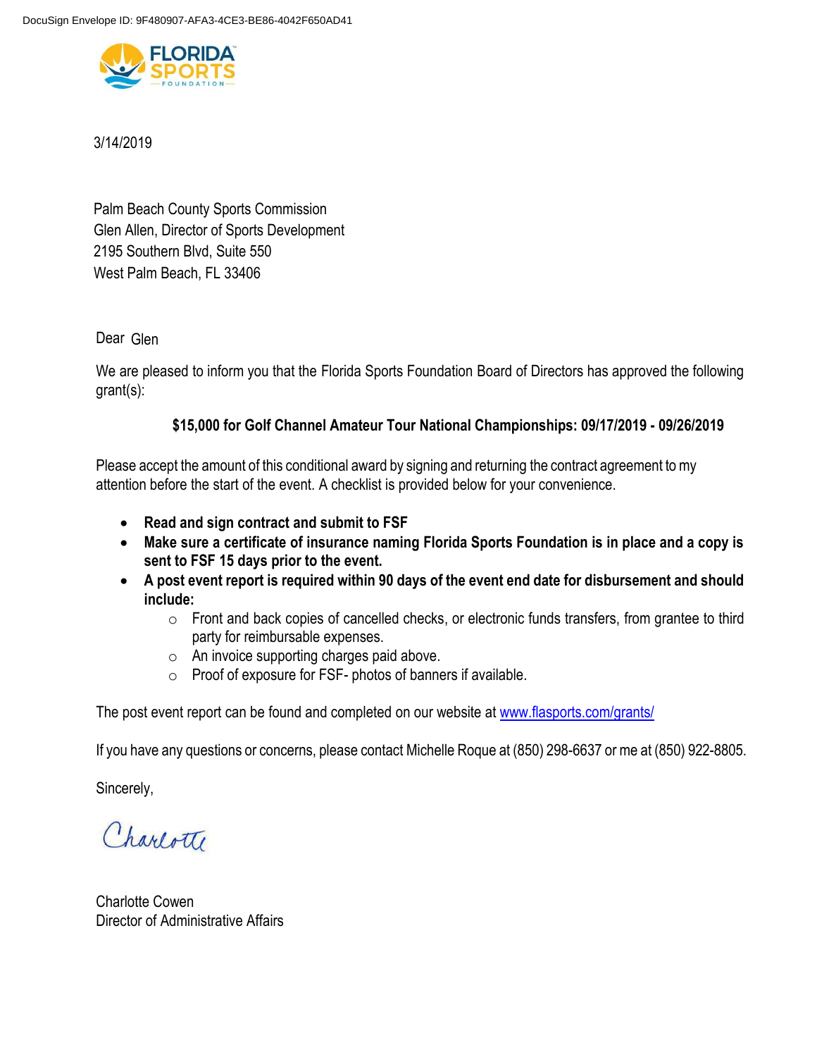DocuSign Envelope ID: 9F480907-AFA3-4CE3-BE86-4042F650AD41

FLORIDA SPORTS FOUNDATION

3/14/2019

Palm Beach County Sports Commission
Glen Allen, Director of Sports Development
2195 Southern Blvd, Suite 550
West Palm Beach, FL 33406

Dear Glen

We are pleased to inform you that the Florida Sports Foundation Board of Directors has approved the following grant(s):

**$15,000 for Golf Channel Amateur Tour National Championships: 09/17/2019 - 09/26/2019**

Please accept the amount of this conditional award by signing and returning the contract agreement to my attention before the start of the event. A checklist is provided below for your convenience.

- **Read and sign contract and submit to FSF**
- **Make sure a certificate of insurance naming Florida Sports Foundation is in place and a copy is sent to FSF 15 days prior to the event.**
- **A post event report is required within 90 days of the event end date for disbursement and should include:**
  - Front and back copies of cancelled checks, or electronic funds transfers, from grantee to third party for reimbursable expenses.
  - An invoice supporting charges paid above.
  - Proof of exposure for FSF- photos of banners if available.

The post event report can be found and completed on our website at www.flasports.com/grants/

If you have any questions or concerns, please contact Michelle Roque at (850) 298-6637 or me at (850) 922-8805.

Sincerely,

Charlotte

Charlotte Cowen
Director of Administrative Affairs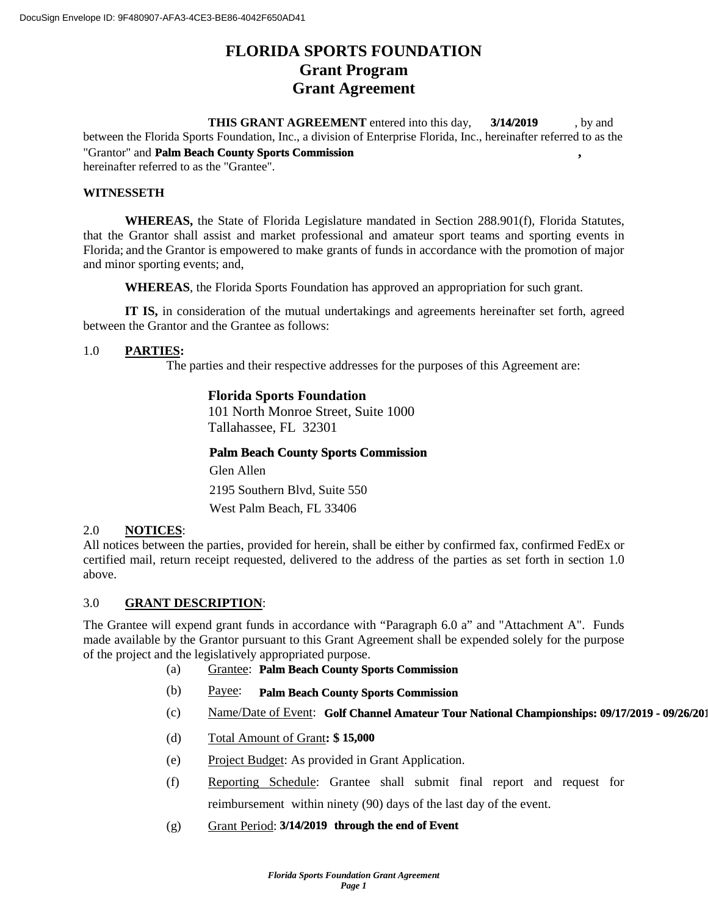DocuSign Envelope ID: 9F480907-AFA3-4CE3-BE86-4042F650AD41

# FLORIDA SPORTS FOUNDATION
## Grant Program
## Grant Agreement

**THIS GRANT AGREEMENT** entered into this day, **3/14/2019** , by and between the Florida Sports Foundation, Inc., a division of Enterprise Florida, Inc., hereinafter referred to as the "Grantor" and **Palm Beach County Sports Commission** , hereinafter referred to as the "Grantee".

**WITNESSETH**

**WHEREAS,** the State of Florida Legislature mandated in Section 288.901(f), Florida Statutes, that the Grantor shall assist and market professional and amateur sport teams and sporting events in Florida; and the Grantor is empowered to make grants of funds in accordance with the promotion of major and minor sporting events; and,

**WHEREAS**, the Florida Sports Foundation has approved an appropriation for such grant.

**IT IS,** in consideration of the mutual undertakings and agreements hereinafter set forth, agreed between the Grantor and the Grantee as follows:

1.0 **PARTIES:**

The parties and their respective addresses for the purposes of this Agreement are:

**Florida Sports Foundation**
101 North Monroe Street, Suite 1000
Tallahassee, FL 32301

**Palm Beach County Sports Commission**
Glen Allen
2195 Southern Blvd, Suite 550
West Palm Beach, FL 33406

2.0 **NOTICES**:

All notices between the parties, provided for herein, shall be either by confirmed fax, confirmed FedEx or certified mail, return receipt requested, delivered to the address of the parties as set forth in section 1.0 above.

3.0 **GRANT DESCRIPTION**:

The Grantee will expend grant funds in accordance with "Paragraph 6.0 a" and "Attachment A". Funds made available by the Grantor pursuant to this Grant Agreement shall be expended solely for the purpose of the project and the legislatively appropriated purpose.

(a) Grantee: **Palm Beach County Sports Commission**

(b) Payee: **Palm Beach County Sports Commission**

(c) Name/Date of Event: **Golf Channel Amateur Tour National Championships: 09/17/2019 - 09/26/201**

(d) Total Amount of Grant**: $ 15,000**

(e) Project Budget: As provided in Grant Application.

(f) Reporting Schedule: Grantee shall submit final report and request for reimbursement within ninety (90) days of the last day of the event.

(g) Grant Period: **3/14/2019 through the end of Event**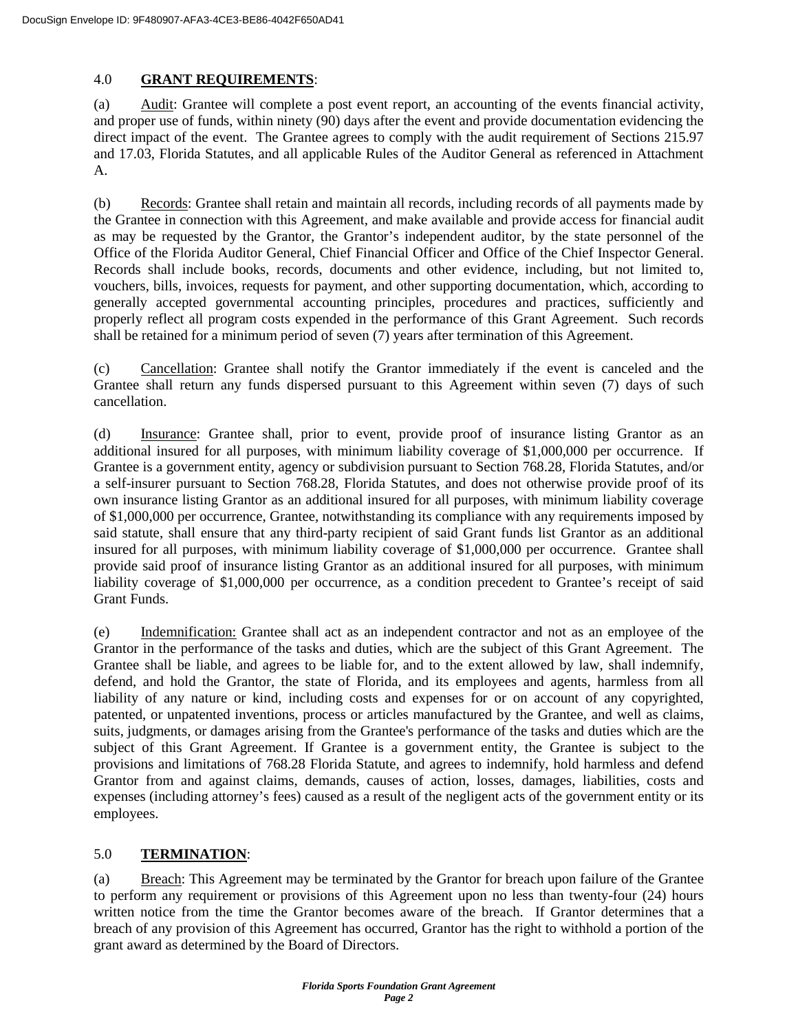## 4.0 **GRANT REQUIREMENTS**:

(a) Audit: Grantee will complete a post event report, an accounting of the events financial activity, and proper use of funds, within ninety (90) days after the event and provide documentation evidencing the direct impact of the event. The Grantee agrees to comply with the audit requirement of Sections 215.97 and 17.03, Florida Statutes, and all applicable Rules of the Auditor General as referenced in Attachment A.

(b) Records: Grantee shall retain and maintain all records, including records of all payments made by the Grantee in connection with this Agreement, and make available and provide access for financial audit as may be requested by the Grantor, the Grantor's independent auditor, by the state personnel of the Office of the Florida Auditor General, Chief Financial Officer and Office of the Chief Inspector General. Records shall include books, records, documents and other evidence, including, but not limited to, vouchers, bills, invoices, requests for payment, and other supporting documentation, which, according to generally accepted governmental accounting principles, procedures and practices, sufficiently and properly reflect all program costs expended in the performance of this Grant Agreement. Such records shall be retained for a minimum period of seven (7) years after termination of this Agreement.

(c) Cancellation: Grantee shall notify the Grantor immediately if the event is canceled and the Grantee shall return any funds dispersed pursuant to this Agreement within seven (7) days of such cancellation.

(d) Insurance: Grantee shall, prior to event, provide proof of insurance listing Grantor as an additional insured for all purposes, with minimum liability coverage of $1,000,000 per occurrence. If Grantee is a government entity, agency or subdivision pursuant to Section 768.28, Florida Statutes, and/or a self-insurer pursuant to Section 768.28, Florida Statutes, and does not otherwise provide proof of its own insurance listing Grantor as an additional insured for all purposes, with minimum liability coverage of $1,000,000 per occurrence, Grantee, notwithstanding its compliance with any requirements imposed by said statute, shall ensure that any third-party recipient of said Grant funds list Grantor as an additional insured for all purposes, with minimum liability coverage of $1,000,000 per occurrence. Grantee shall provide said proof of insurance listing Grantor as an additional insured for all purposes, with minimum liability coverage of $1,000,000 per occurrence, as a condition precedent to Grantee's receipt of said Grant Funds.

(e) Indemnification: Grantee shall act as an independent contractor and not as an employee of the Grantor in the performance of the tasks and duties, which are the subject of this Grant Agreement. The Grantee shall be liable, and agrees to be liable for, and to the extent allowed by law, shall indemnify, defend, and hold the Grantor, the state of Florida, and its employees and agents, harmless from all liability of any nature or kind, including costs and expenses for or on account of any copyrighted, patented, or unpatented inventions, process or articles manufactured by the Grantee, and well as claims, suits, judgments, or damages arising from the Grantee's performance of the tasks and duties which are the subject of this Grant Agreement. If Grantee is a government entity, the Grantee is subject to the provisions and limitations of 768.28 Florida Statute, and agrees to indemnify, hold harmless and defend Grantor from and against claims, demands, causes of action, losses, damages, liabilities, costs and expenses (including attorney's fees) caused as a result of the negligent acts of the government entity or its employees.

## 5.0 **TERMINATION**:

(a) Breach: This Agreement may be terminated by the Grantor for breach upon failure of the Grantee to perform any requirement or provisions of this Agreement upon no less than twenty-four (24) hours written notice from the time the Grantor becomes aware of the breach. If Grantor determines that a breach of any provision of this Agreement has occurred, Grantor has the right to withhold a portion of the grant award as determined by the Board of Directors.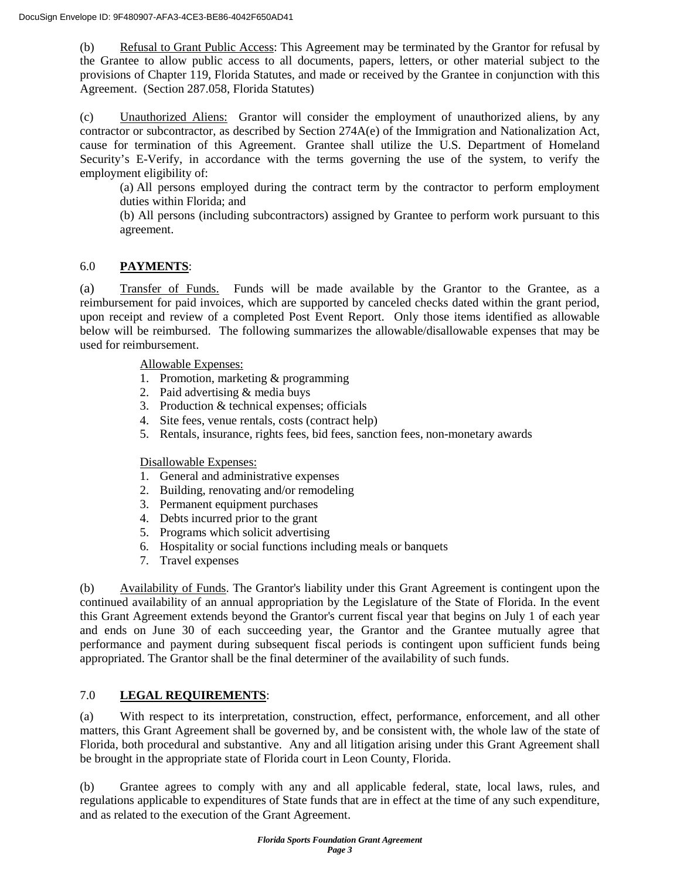(b) Refusal to Grant Public Access: This Agreement may be terminated by the Grantor for refusal by the Grantee to allow public access to all documents, papers, letters, or other material subject to the provisions of Chapter 119, Florida Statutes, and made or received by the Grantee in conjunction with this Agreement. (Section 287.058, Florida Statutes)

(c) Unauthorized Aliens: Grantor will consider the employment of unauthorized aliens, by any contractor or subcontractor, as described by Section 274A(e) of the Immigration and Nationalization Act, cause for termination of this Agreement. Grantee shall utilize the U.S. Department of Homeland Security's E-Verify, in accordance with the terms governing the use of the system, to verify the employment eligibility of:

(a) All persons employed during the contract term by the contractor to perform employment duties within Florida; and

(b) All persons (including subcontractors) assigned by Grantee to perform work pursuant to this agreement.

## 6.0 **PAYMENTS**:

(a) Transfer of Funds. Funds will be made available by the Grantor to the Grantee, as a reimbursement for paid invoices, which are supported by canceled checks dated within the grant period, upon receipt and review of a completed Post Event Report. Only those items identified as allowable below will be reimbursed. The following summarizes the allowable/disallowable expenses that may be used for reimbursement.

Allowable Expenses:

1. Promotion, marketing & programming
2. Paid advertising & media buys
3. Production & technical expenses; officials
4. Site fees, venue rentals, costs (contract help)
5. Rentals, insurance, rights fees, bid fees, sanction fees, non-monetary awards

Disallowable Expenses:

1. General and administrative expenses
2. Building, renovating and/or remodeling
3. Permanent equipment purchases
4. Debts incurred prior to the grant
5. Programs which solicit advertising
6. Hospitality or social functions including meals or banquets
7. Travel expenses

(b) Availability of Funds. The Grantor's liability under this Grant Agreement is contingent upon the continued availability of an annual appropriation by the Legislature of the State of Florida. In the event this Grant Agreement extends beyond the Grantor's current fiscal year that begins on July 1 of each year and ends on June 30 of each succeeding year, the Grantor and the Grantee mutually agree that performance and payment during subsequent fiscal periods is contingent upon sufficient funds being appropriated. The Grantor shall be the final determiner of the availability of such funds.

## 7.0 **LEGAL REQUIREMENTS**:

(a) With respect to its interpretation, construction, effect, performance, enforcement, and all other matters, this Grant Agreement shall be governed by, and be consistent with, the whole law of the state of Florida, both procedural and substantive. Any and all litigation arising under this Grant Agreement shall be brought in the appropriate state of Florida court in Leon County, Florida.

(b) Grantee agrees to comply with any and all applicable federal, state, local laws, rules, and regulations applicable to expenditures of State funds that are in effect at the time of any such expenditure, and as related to the execution of the Grant Agreement.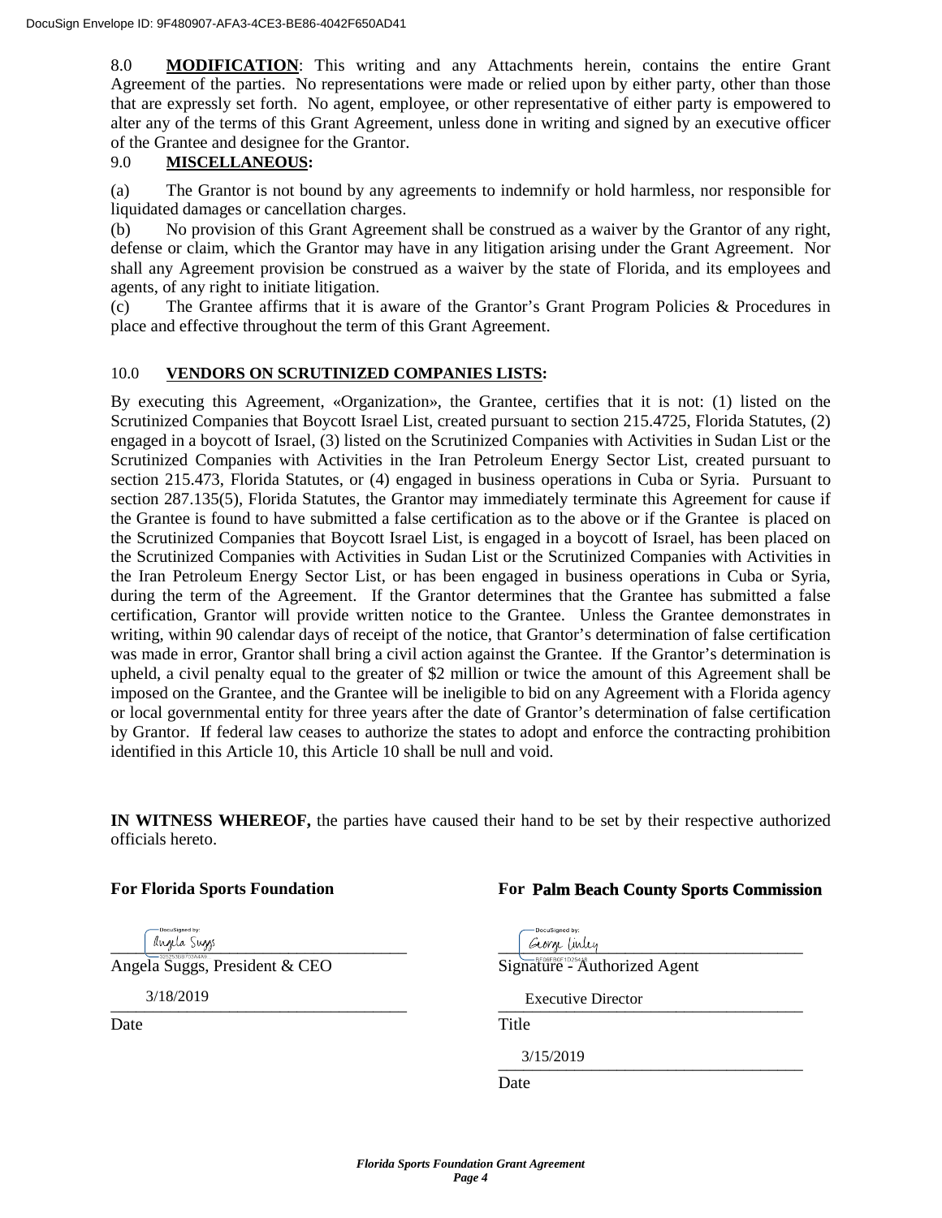8.0 **MODIFICATION**: This writing and any Attachments herein, contains the entire Grant Agreement of the parties. No representations were made or relied upon by either party, other than those that are expressly set forth. No agent, employee, or other representative of either party is empowered to alter any of the terms of this Grant Agreement, unless done in writing and signed by an executive officer of the Grantee and designee for the Grantor.

9.0 **MISCELLANEOUS:**

(a) The Grantor is not bound by any agreements to indemnify or hold harmless, nor responsible for liquidated damages or cancellation charges.

(b) No provision of this Grant Agreement shall be construed as a waiver by the Grantor of any right, defense or claim, which the Grantor may have in any litigation arising under the Grant Agreement. Nor shall any Agreement provision be construed as a waiver by the state of Florida, and its employees and agents, of any right to initiate litigation.

(c) The Grantee affirms that it is aware of the Grantor's Grant Program Policies & Procedures in place and effective throughout the term of this Grant Agreement.

10.0 **VENDORS ON SCRUTINIZED COMPANIES LISTS:**

By executing this Agreement, «Organization», the Grantee, certifies that it is not: (1) listed on the Scrutinized Companies that Boycott Israel List, created pursuant to section 215.4725, Florida Statutes, (2) engaged in a boycott of Israel, (3) listed on the Scrutinized Companies with Activities in Sudan List or the Scrutinized Companies with Activities in the Iran Petroleum Energy Sector List, created pursuant to section 215.473, Florida Statutes, or (4) engaged in business operations in Cuba or Syria. Pursuant to section 287.135(5), Florida Statutes, the Grantor may immediately terminate this Agreement for cause if the Grantee is found to have submitted a false certification as to the above or if the Grantee is placed on the Scrutinized Companies that Boycott Israel List, is engaged in a boycott of Israel, has been placed on the Scrutinized Companies with Activities in Sudan List or the Scrutinized Companies with Activities in the Iran Petroleum Energy Sector List, or has been engaged in business operations in Cuba or Syria, during the term of the Agreement. If the Grantor determines that the Grantee has submitted a false certification, Grantor will provide written notice to the Grantee. Unless the Grantee demonstrates in writing, within 90 calendar days of receipt of the notice, that Grantor's determination of false certification was made in error, Grantor shall bring a civil action against the Grantee. If the Grantor's determination is upheld, a civil penalty equal to the greater of $2 million or twice the amount of this Agreement shall be imposed on the Grantee, and the Grantee will be ineligible to bid on any Agreement with a Florida agency or local governmental entity for three years after the date of Grantor's determination of false certification by Grantor. If federal law ceases to authorize the states to adopt and enforce the contracting prohibition identified in this Article 10, this Article 10 shall be null and void.

**IN WITNESS WHEREOF,** the parties have caused their hand to be set by their respective authorized officials hereto.

**For Florida Sports Foundation**

DocuSigned by: Angela Suggs

Angela Suggs, President & CEO

3/18/2019

Date

**For Palm Beach County Sports Commission**

DocuSigned by: George Linley

Signature - Authorized Agent

Executive Director

Title

3/15/2019

Date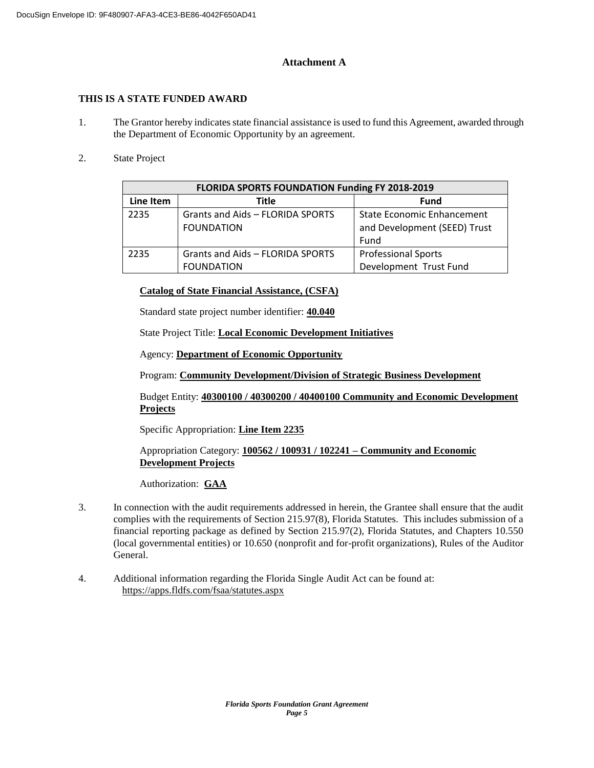# Attachment A

**THIS IS A STATE FUNDED AWARD**

1. The Grantor hereby indicates state financial assistance is used to fund this Agreement, awarded through the Department of Economic Opportunity by an agreement.

2. State Project

| FLORIDA SPORTS FOUNDATION Funding FY 2018-2019 | | |
|---|---|---|
| **Line Item** | **Title** | **Fund** |
| 2235 | Grants and Aids – FLORIDA SPORTS FOUNDATION | State Economic Enhancement and Development (SEED) Trust Fund |
| 2235 | Grants and Aids – FLORIDA SPORTS FOUNDATION | Professional Sports Development Trust Fund |

**Catalog of State Financial Assistance, (CSFA)**

Standard state project number identifier: **40.040**

State Project Title: **Local Economic Development Initiatives**

Agency: **Department of Economic Opportunity**

Program: **Community Development/Division of Strategic Business Development**

Budget Entity: **40300100 / 40300200 / 40400100 Community and Economic Development Projects**

Specific Appropriation: **Line Item 2235**

Appropriation Category: **100562 / 100931 / 102241 – Community and Economic Development Projects**

Authorization: **GAA**

3. In connection with the audit requirements addressed in herein, the Grantee shall ensure that the audit complies with the requirements of Section 215.97(8), Florida Statutes. This includes submission of a financial reporting package as defined by Section 215.97(2), Florida Statutes, and Chapters 10.550 (local governmental entities) or 10.650 (nonprofit and for-profit organizations), Rules of the Auditor General.

4. Additional information regarding the Florida Single Audit Act can be found at: https://apps.fldfs.com/fsaa/statutes.aspx